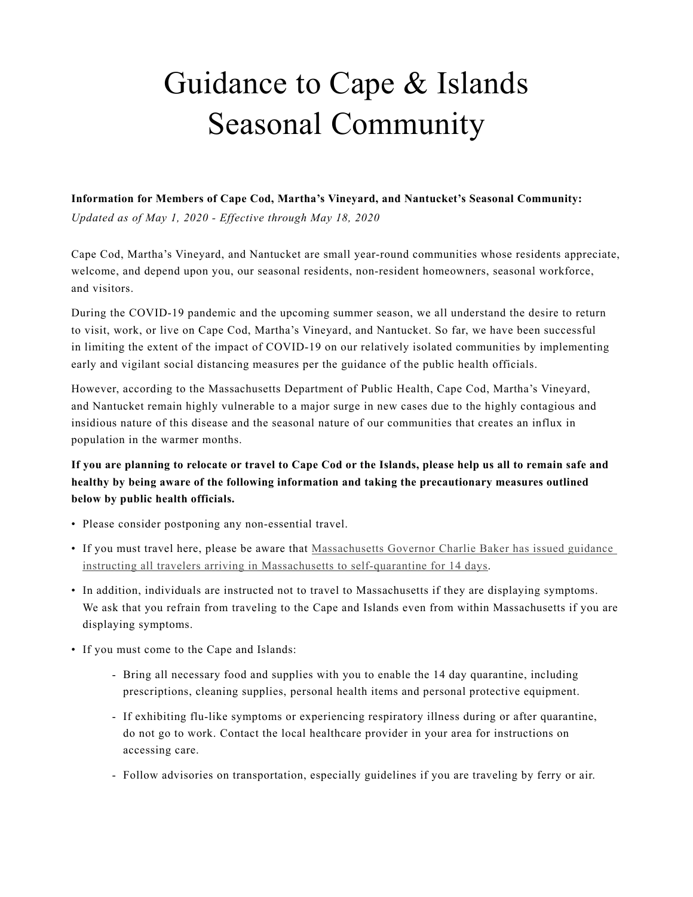# Guidance to Cape & Islands Seasonal Community

**Information for Members of Cape Cod, Martha's Vineyard, and Nantucket's Seasonal Community:**
*Updated as of May 1, 2020 - Effective through May 18, 2020*

Cape Cod, Martha's Vineyard, and Nantucket are small year-round communities whose residents appreciate, welcome, and depend upon you, our seasonal residents, non-resident homeowners, seasonal workforce, and visitors.

During the COVID-19 pandemic and the upcoming summer season, we all understand the desire to return to visit, work, or live on Cape Cod, Martha's Vineyard, and Nantucket. So far, we have been successful in limiting the extent of the impact of COVID-19 on our relatively isolated communities by implementing early and vigilant social distancing measures per the guidance of the public health officials.

However, according to the Massachusetts Department of Public Health, Cape Cod, Martha's Vineyard, and Nantucket remain highly vulnerable to a major surge in new cases due to the highly contagious and insidious nature of this disease and the seasonal nature of our communities that creates an influx in population in the warmer months.

**If you are planning to relocate or travel to Cape Cod or the Islands, please help us all to remain safe and healthy by being aware of the following information and taking the precautionary measures outlined below by public health officials.**

- Please consider postponing any non-essential travel.
- If you must travel here, please be aware that Massachusetts Governor Charlie Baker has issued guidance instructing all travelers arriving in Massachusetts to self-quarantine for 14 days.
- In addition, individuals are instructed not to travel to Massachusetts if they are displaying symptoms. We ask that you refrain from traveling to the Cape and Islands even from within Massachusetts if you are displaying symptoms.
- If you must come to the Cape and Islands:
    - Bring all necessary food and supplies with you to enable the 14 day quarantine, including prescriptions, cleaning supplies, personal health items and personal protective equipment.
    - If exhibiting flu-like symptoms or experiencing respiratory illness during or after quarantine, do not go to work. Contact the local healthcare provider in your area for instructions on accessing care.
    - Follow advisories on transportation, especially guidelines if you are traveling by ferry or air.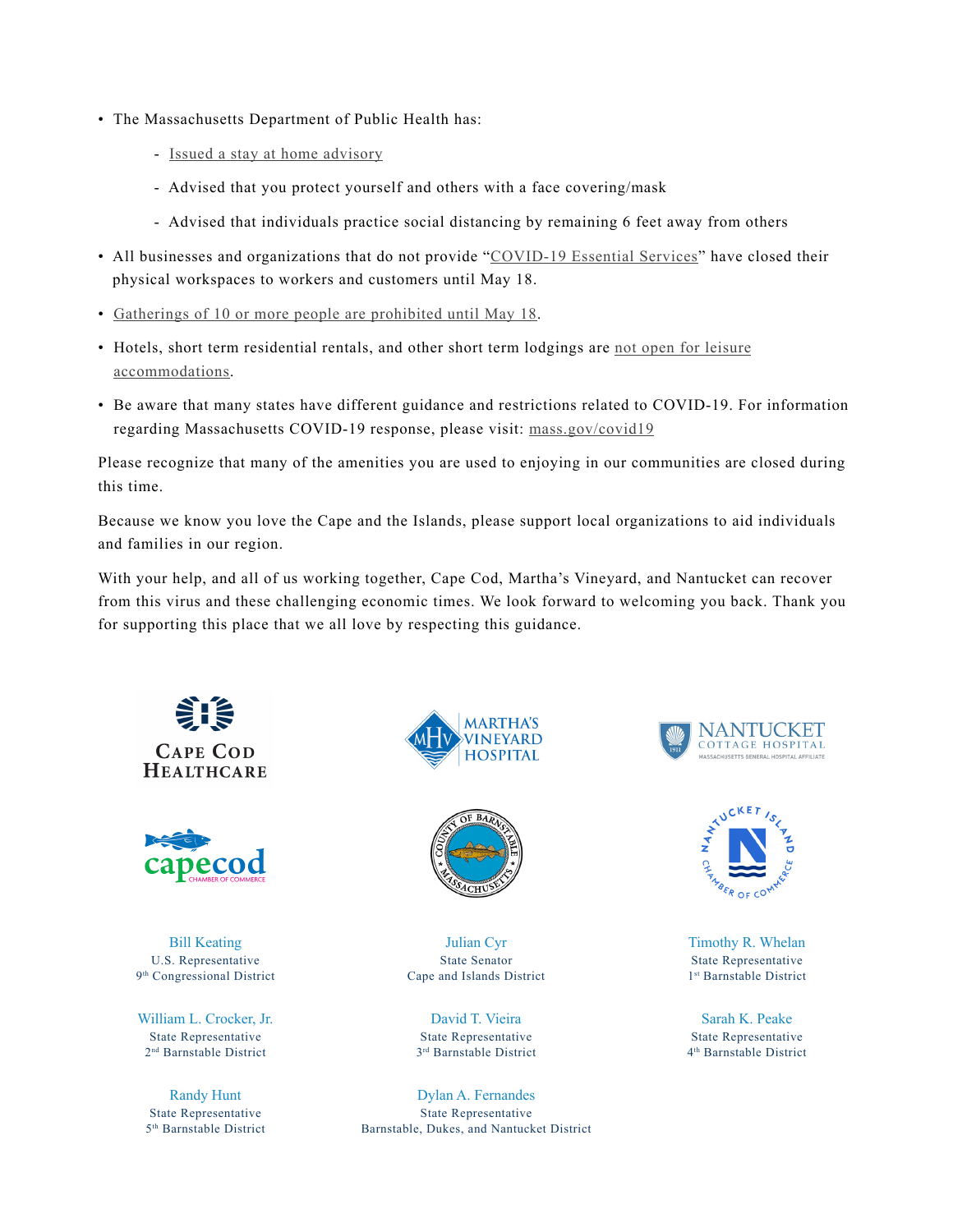- The Massachusetts Department of Public Health has:
  - Issued a stay at home advisory
  - Advised that you protect yourself and others with a face covering/mask
  - Advised that individuals practice social distancing by remaining 6 feet away from others
- All businesses and organizations that do not provide "COVID-19 Essential Services" have closed their physical workspaces to workers and customers until May 18.
- Gatherings of 10 or more people are prohibited until May 18.
- Hotels, short term residential rentals, and other short term lodgings are not open for leisure accommodations.
- Be aware that many states have different guidance and restrictions related to COVID-19. For information regarding Massachusetts COVID-19 response, please visit: mass.gov/covid19

Please recognize that many of the amenities you are used to enjoying in our communities are closed during this time.

Because we know you love the Cape and the Islands, please support local organizations to aid individuals and families in our region.

With your help, and all of us working together, Cape Cod, Martha's Vineyard, and Nantucket can recover from this virus and these challenging economic times. We look forward to welcoming you back. Thank you for supporting this place that we all love by respecting this guidance.

Cape Cod Healthcare

Martha's Vineyard Hospital

Nantucket Cottage Hospital
Massachusetts General Hospital Affiliate

capecod Chamber of Commerce

County of Barnstable Massachusetts

Nantucket Island Chamber of Commerce

Bill Keating
U.S. Representative
9th Congressional District

Julian Cyr
State Senator
Cape and Islands District

Timothy R. Whelan
State Representative
1st Barnstable District

William L. Crocker, Jr.
State Representative
2nd Barnstable District

David T. Vieira
State Representative
3rd Barnstable District

Sarah K. Peake
State Representative
4th Barnstable District

Randy Hunt
State Representative
5th Barnstable District

Dylan A. Fernandes
State Representative
Barnstable, Dukes, and Nantucket District